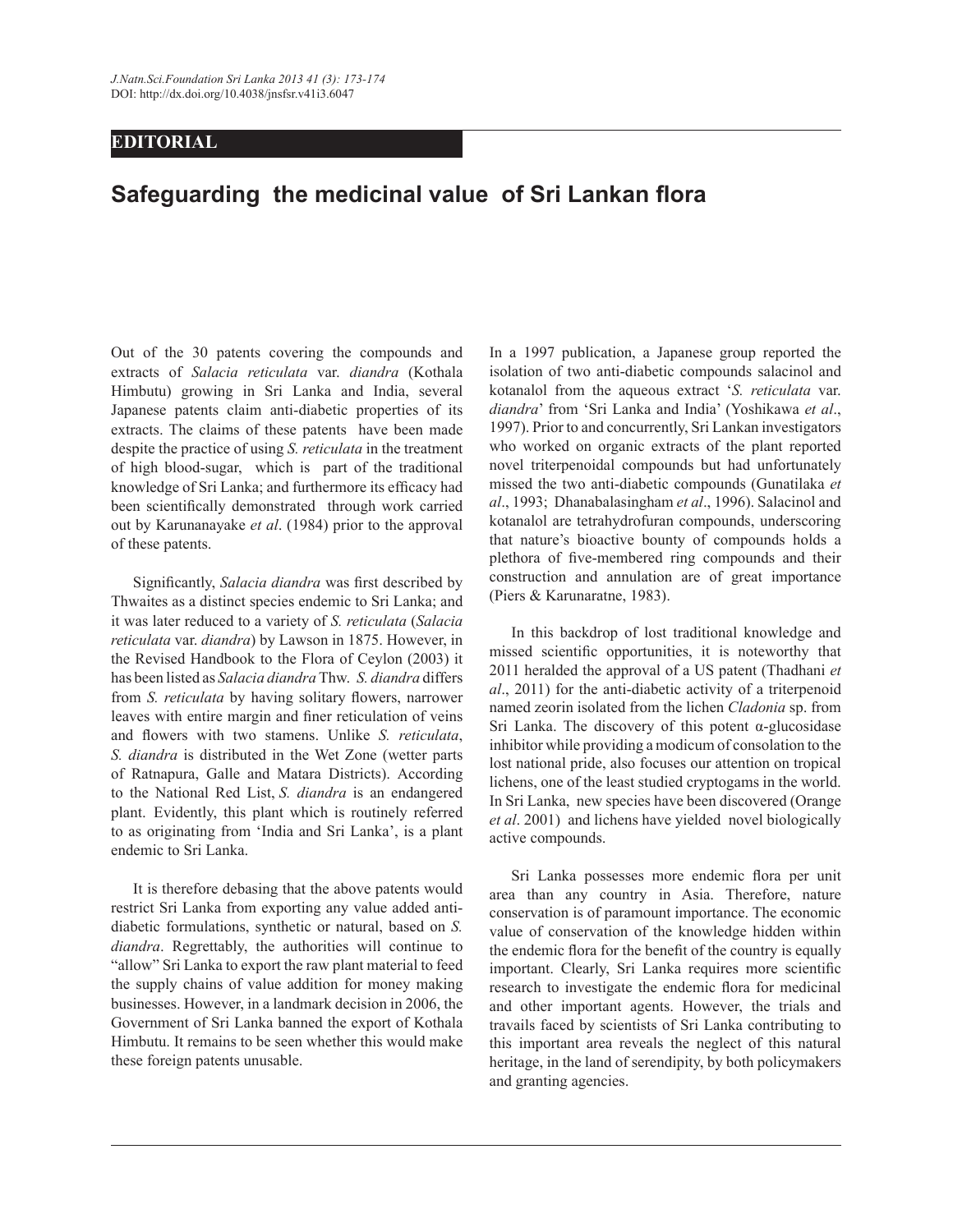EDITORIAL

# Safeguarding the medicinal value of Sri Lankan flora

Out of the 30 patents covering the compounds and extracts of *Salacia reticulata* var. *diandra* (Kothala Himbutu) growing in Sri Lanka and India, several Japanese patents claim anti-diabetic properties of its extracts. The claims of these patents have been made despite the practice of using *S. reticulata* in the treatment of high blood-sugar, which is part of the traditional knowledge of Sri Lanka; and furthermore its efficacy had been scientifically demonstrated through work carried out by Karunanayake *et al*. (1984) prior to the approval of these patents.

Significantly, *Salacia diandra* was first described by Thwaites as a distinct species endemic to Sri Lanka; and it was later reduced to a variety of *S. reticulata* (*Salacia reticulata* var. *diandra*) by Lawson in 1875. However, in the Revised Handbook to the Flora of Ceylon (2003) it has been listed as *Salacia diandra* Thw. *S. diandra* differs from *S. reticulata* by having solitary flowers, narrower leaves with entire margin and finer reticulation of veins and flowers with two stamens. Unlike *S. reticulata*, *S. diandra* is distributed in the Wet Zone (wetter parts of Ratnapura, Galle and Matara Districts). According to the National Red List, *S. diandra* is an endangered plant. Evidently, this plant which is routinely referred to as originating from 'India and Sri Lanka', is a plant endemic to Sri Lanka.

It is therefore debasing that the above patents would restrict Sri Lanka from exporting any value added anti-diabetic formulations, synthetic or natural, based on *S. diandra*. Regrettably, the authorities will continue to "allow" Sri Lanka to export the raw plant material to feed the supply chains of value addition for money making businesses. However, in a landmark decision in 2006, the Government of Sri Lanka banned the export of Kothala Himbutu. It remains to be seen whether this would make these foreign patents unusable.

In a 1997 publication, a Japanese group reported the isolation of two anti-diabetic compounds salacinol and kotanalol from the aqueous extract '*S. reticulata* var. *diandra*' from 'Sri Lanka and India' (Yoshikawa *et al*., 1997). Prior to and concurrently, Sri Lankan investigators who worked on organic extracts of the plant reported novel triterpenoidal compounds but had unfortunately missed the two anti-diabetic compounds (Gunatilaka *et al*., 1993; Dhanabalasingham *et al*., 1996). Salacinol and kotanalol are tetrahydrofuran compounds, underscoring that nature's bioactive bounty of compounds holds a plethora of five-membered ring compounds and their construction and annulation are of great importance (Piers & Karunaratne, 1983).

In this backdrop of lost traditional knowledge and missed scientific opportunities, it is noteworthy that 2011 heralded the approval of a US patent (Thadhani *et al*., 2011) for the anti-diabetic activity of a triterpenoid named zeorin isolated from the lichen *Cladonia* sp. from Sri Lanka. The discovery of this potent α-glucosidase inhibitor while providing a modicum of consolation to the lost national pride, also focuses our attention on tropical lichens, one of the least studied cryptogams in the world. In Sri Lanka, new species have been discovered (Orange *et al*. 2001) and lichens have yielded novel biologically active compounds.

Sri Lanka possesses more endemic flora per unit area than any country in Asia. Therefore, nature conservation is of paramount importance. The economic value of conservation of the knowledge hidden within the endemic flora for the benefit of the country is equally important. Clearly, Sri Lanka requires more scientific research to investigate the endemic flora for medicinal and other important agents. However, the trials and travails faced by scientists of Sri Lanka contributing to this important area reveals the neglect of this natural heritage, in the land of serendipity, by both policymakers and granting agencies.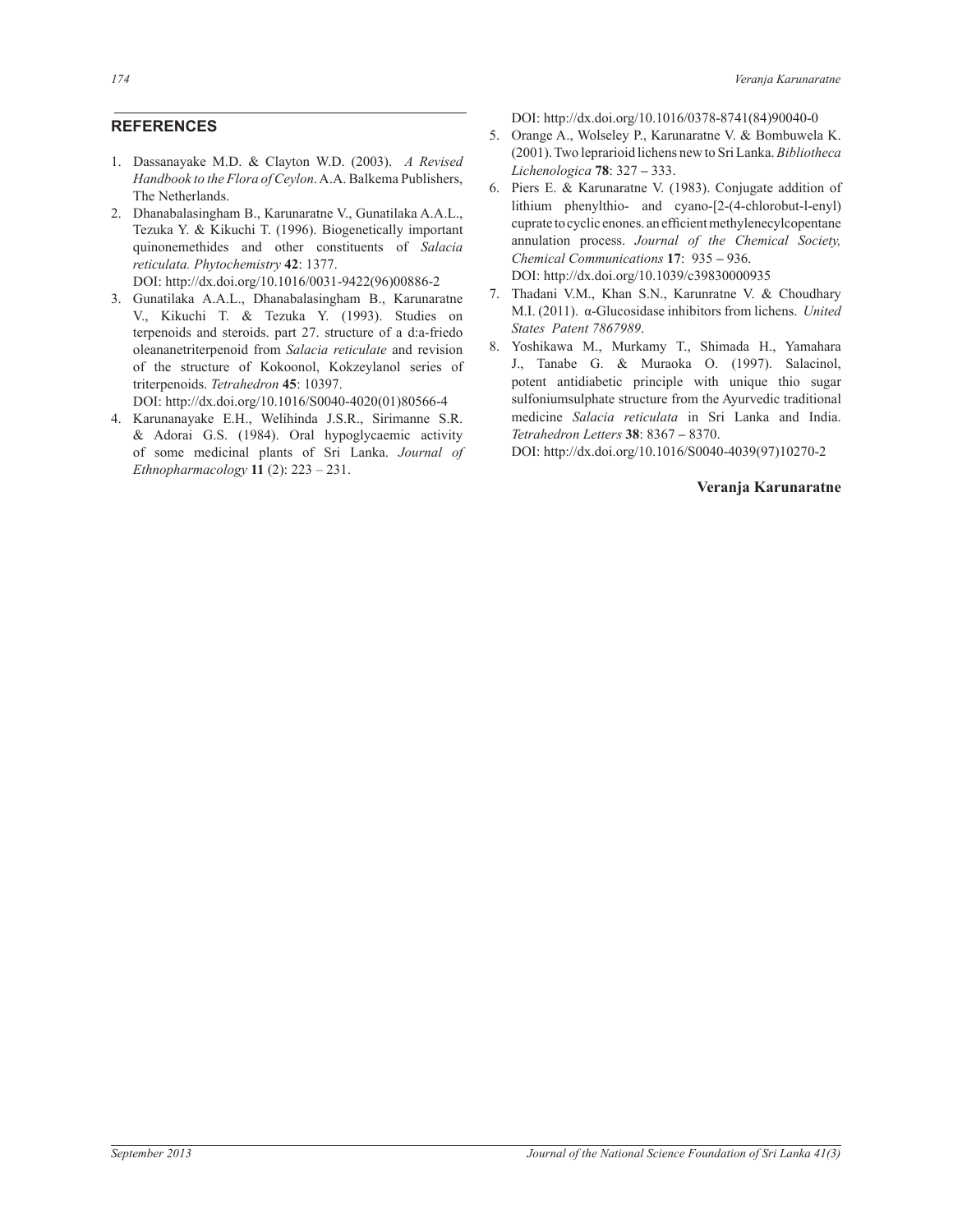## REFERENCES

1. Dassanayake M.D. & Clayton W.D. (2003). *A Revised Handbook to the Flora of Ceylon*. A.A. Balkema Publishers, The Netherlands.
2. Dhanabalasingham B., Karunaratne V., Gunatilaka A.A.L., Tezuka Y. & Kikuchi T. (1996). Biogenetically important quinonemethides and other constituents of *Salacia reticulata. Phytochemistry* **42**: 1377.
   DOI: http://dx.doi.org/10.1016/0031-9422(96)00886-2
3. Gunatilaka A.A.L., Dhanabalasingham B., Karunaratne V., Kikuchi T. & Tezuka Y. (1993). Studies on terpenoids and steroids. part 27. structure of a d:a-friedo oleananetriterpenoid from *Salacia reticulate* and revision of the structure of Kokoonol, Kokzeylanol series of triterpenoids. *Tetrahedron* **45**: 10397.
   DOI: http://dx.doi.org/10.1016/S0040-4020(01)80566-4
4. Karunanayake E.H., Welihinda J.S.R., Sirimanne S.R. & Adorai G.S. (1984). Oral hypoglycaemic activity of some medicinal plants of Sri Lanka. *Journal of Ethnopharmacology* **11** (2): 223 – 231.
   DOI: http://dx.doi.org/10.1016/0378-8741(84)90040-0
5. Orange A., Wolseley P., Karunaratne V. & Bombuwela K. (2001). Two leprarioid lichens new to Sri Lanka. *Bibliotheca Lichenologica* **78**: 327 – 333.
6. Piers E. & Karunaratne V. (1983). Conjugate addition of lithium phenylthio- and cyano-[2-(4-chlorobut-l-enyl) cuprate to cyclic enones. an efficient methylenecylcopentane annulation process. *Journal of the Chemical Society, Chemical Communications* **17**: 935 – 936.
   DOI: http://dx.doi.org/10.1039/c39830000935
7. Thadani V.M., Khan S.N., Karunratne V. & Choudhary M.I. (2011). α-Glucosidase inhibitors from lichens. *United States Patent 7867989*.
8. Yoshikawa M., Murkamy T., Shimada H., Yamahara J., Tanabe G. & Muraoka O. (1997). Salacinol, potent antidiabetic principle with unique thio sugar sulfoniumsulphate structure from the Ayurvedic traditional medicine *Salacia reticulata* in Sri Lanka and India. *Tetrahedron Letters* **38**: 8367 – 8370.
   DOI: http://dx.doi.org/10.1016/S0040-4039(97)10270-2

**Veranja Karunaratne**